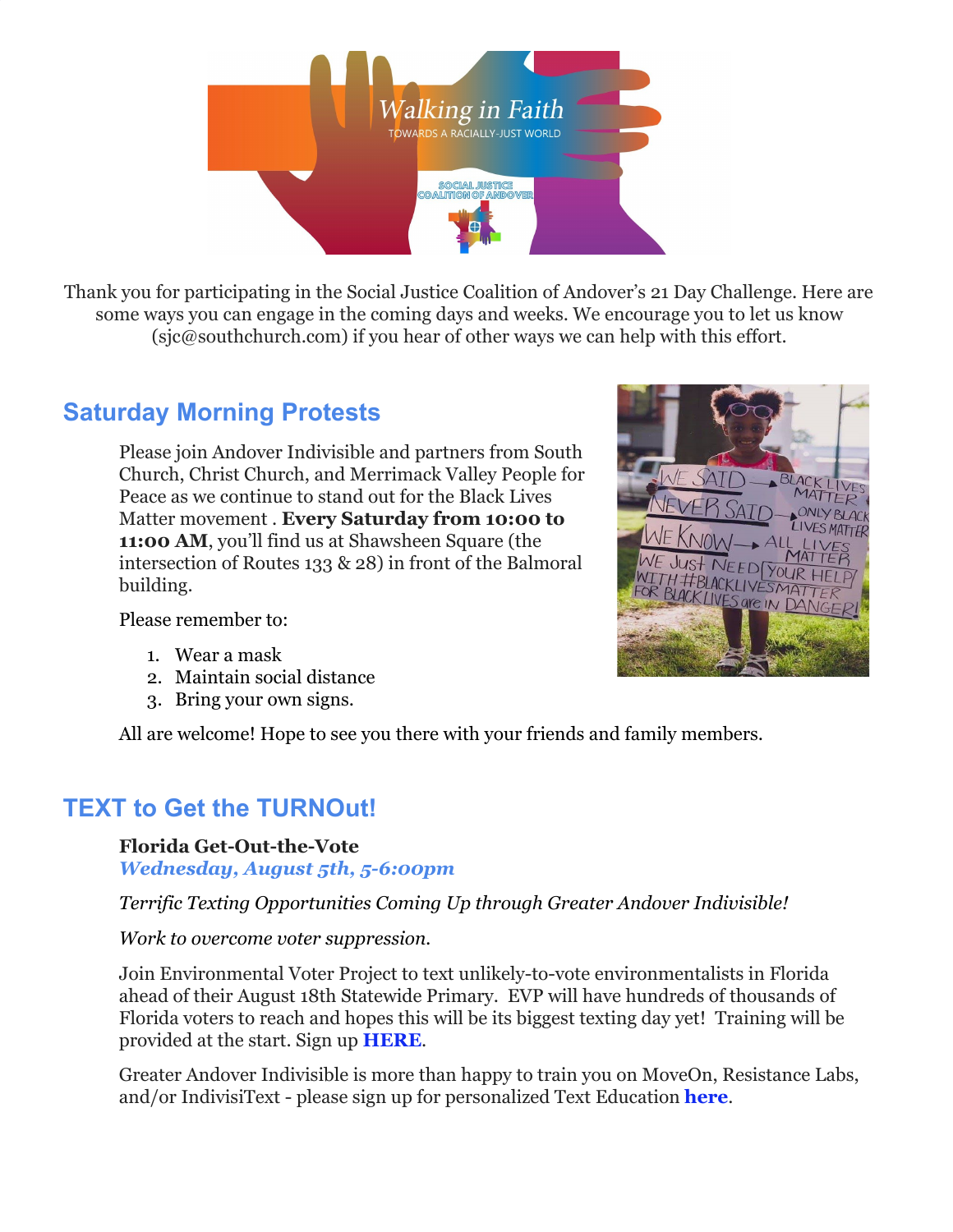Thank you for participating in the Social Justice Coalition of Andover's 21 Day Challenge. Here are some ways you can engage in the coming days and weeks. We encourage you to let us know (sjc@southchurch.com) if you hear of other ways we can help with this effort.

## Saturday Morning Protests

Please join Andover Indivisible and partners from South Church, Christ Church, and Merrimack Valley People for Peace as we continue to stand out for the Black Lives Matter movement . **Every Saturday from 10:00 to 11:00 AM**, you'll find us at Shawsheen Square (the intersection of Routes 133 & 28) in front of the Balmoral building.

Please remember to:

1. Wear a mask
2. Maintain social distance
3. Bring your own signs.

All are welcome! Hope to see you there with your friends and family members.

## TEXT to Get the TURNOut!

**Florida Get-Out-the-Vote**
***Wednesday, August 5th, 5-6:00pm***

*Terrific Texting Opportunities Coming Up through Greater Andover Indivisible!*

*Work to overcome voter suppression.*

Join Environmental Voter Project to text unlikely-to-vote environmentalists in Florida ahead of their August 18th Statewide Primary. EVP will have hundreds of thousands of Florida voters to reach and hopes this will be its biggest texting day yet! Training will be provided at the start. Sign up **HERE**.

Greater Andover Indivisible is more than happy to train you on MoveOn, Resistance Labs, and/or IndivisiText - please sign up for personalized Text Education **here**.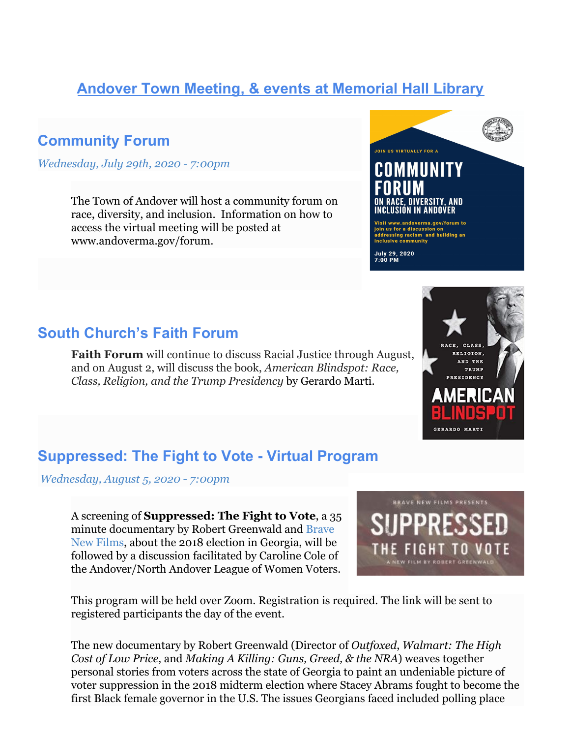## [Andover Town Meeting, & events at Memorial Hall Library]

### Community Forum

*Wednesday, July 29th, 2020 - 7:00pm*

The Town of Andover will host a community forum on race, diversity, and inclusion. Information on how to access the virtual meeting will be posted at www.andoverma.gov/forum.

### South Church's Faith Forum

**Faith Forum** will continue to discuss Racial Justice through August, and on August 2, will discuss the book, *American Blindspot: Race, Class, Religion, and the Trump Presidency* by Gerardo Marti.

### Suppressed: The Fight to Vote - Virtual Program

*Wednesday, August 5, 2020 - 7:00pm*

A screening of **Suppressed: The Fight to Vote**, a 35 minute documentary by Robert Greenwald and Brave New Films, about the 2018 election in Georgia, will be followed by a discussion facilitated by Caroline Cole of the Andover/North Andover League of Women Voters.

This program will be held over Zoom. Registration is required. The link will be sent to registered participants the day of the event.

The new documentary by Robert Greenwald (Director of *Outfoxed*, *Walmart: The High Cost of Low Price*, and *Making A Killing: Guns, Greed, & the NRA*) weaves together personal stories from voters across the state of Georgia to paint an undeniable picture of voter suppression in the 2018 midterm election where Stacey Abrams fought to become the first Black female governor in the U.S. The issues Georgians faced included polling place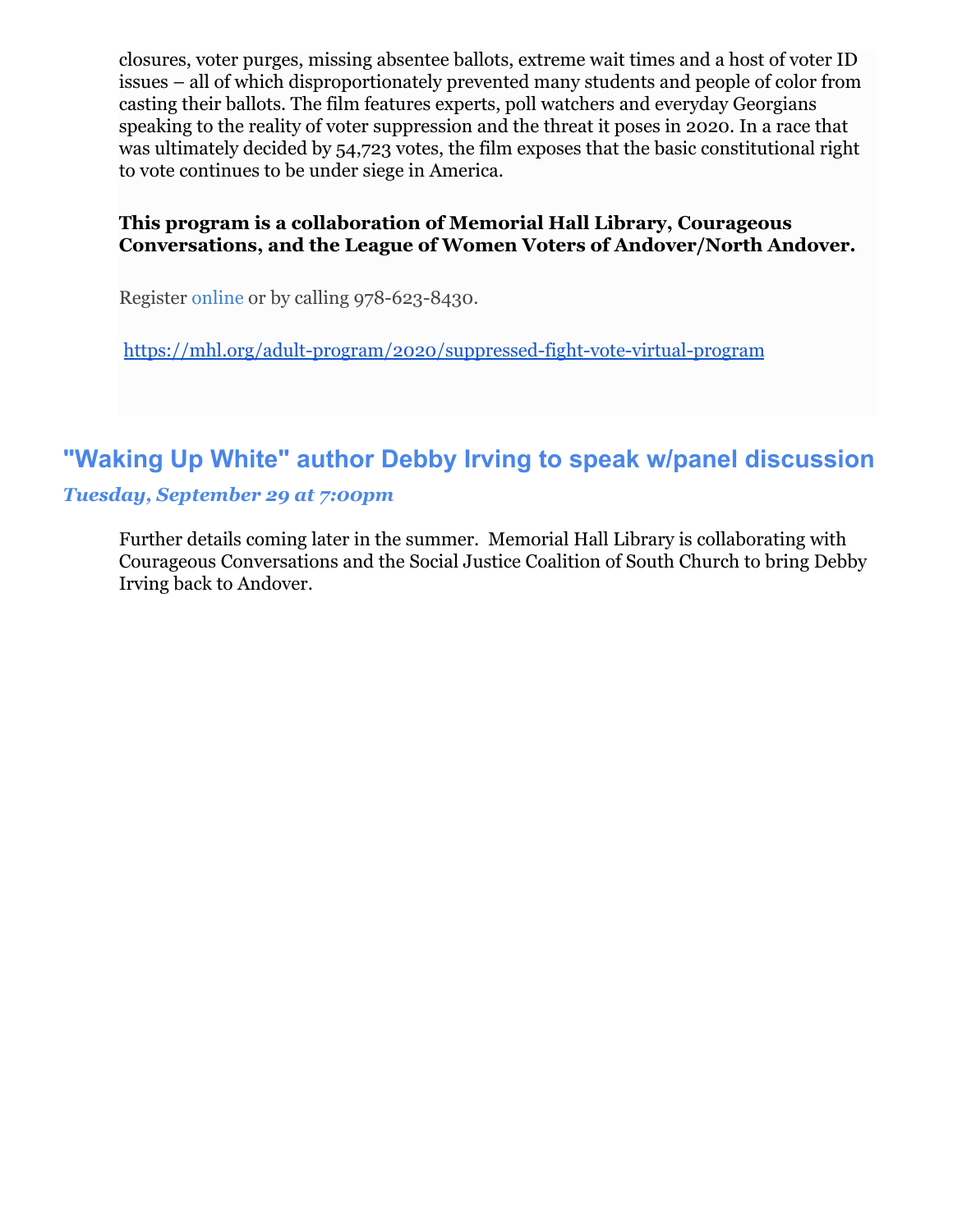closures, voter purges, missing absentee ballots, extreme wait times and a host of voter ID issues – all of which disproportionately prevented many students and people of color from casting their ballots. The film features experts, poll watchers and everyday Georgians speaking to the reality of voter suppression and the threat it poses in 2020. In a race that was ultimately decided by 54,723 votes, the film exposes that the basic constitutional right to vote continues to be under siege in America.

**This program is a collaboration of Memorial Hall Library, Courageous Conversations, and the League of Women Voters of Andover/North Andover.**

Register online or by calling 978-623-8430.

https://mhl.org/adult-program/2020/suppressed-fight-vote-virtual-program

## "Waking Up White" author Debby Irving to speak w/panel discussion

***Tuesday, September 29 at 7:00pm***

Further details coming later in the summer. Memorial Hall Library is collaborating with Courageous Conversations and the Social Justice Coalition of South Church to bring Debby Irving back to Andover.